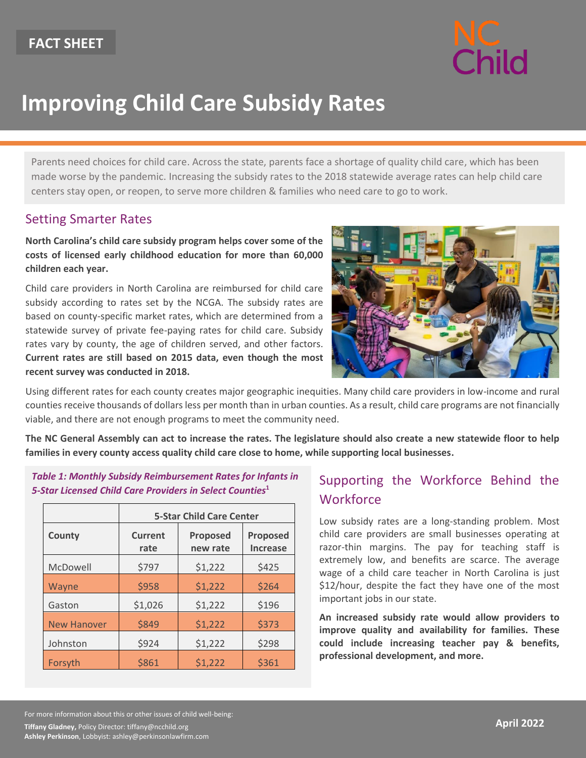FACT SHEET

NC Child

# Improving Child Care Subsidy Rates

Parents need choices for child care. Across the state, parents face a shortage of quality child care, which has been made worse by the pandemic. Increasing the subsidy rates to the 2018 statewide average rates can help child care centers stay open, or reopen, to serve more children & families who need care to go to work.

## Setting Smarter Rates

**North Carolina's child care subsidy program helps cover some of the costs of licensed early childhood education for more than 60,000 children each year.**

Child care providers in North Carolina are reimbursed for child care subsidy according to rates set by the NCGA. The subsidy rates are based on county-specific market rates, which are determined from a statewide survey of private fee-paying rates for child care. Subsidy rates vary by county, the age of children served, and other factors. **Current rates are still based on 2015 data, even though the most recent survey was conducted in 2018.**

Using different rates for each county creates major geographic inequities. Many child care providers in low-income and rural counties receive thousands of dollars less per month than in urban counties. As a result, child care programs are not financially viable, and there are not enough programs to meet the community need.

**The NC General Assembly can act to increase the rates. The legislature should also create a new statewide floor to help families in every county access quality child care close to home, while supporting local businesses.**

***Table 1: Monthly Subsidy Reimbursement Rates for Infants in 5-Star Licensed Child Care Providers in Select Counties***[1]

| | 5-Star Child Care Center | | |
|---|---|---|---|
| County | Current rate | Proposed new rate | Proposed Increase |
| McDowell | $797 | $1,222 | $425 |
| Wayne | $958 | $1,222 | $264 |
| Gaston | $1,026 | $1,222 | $196 |
| New Hanover | $849 | $1,222 | $373 |
| Johnston | $924 | $1,222 | $298 |
| Forsyth | $861 | $1,222 | $361 |

## Supporting the Workforce Behind the Workforce

Low subsidy rates are a long-standing problem. Most child care providers are small businesses operating at razor-thin margins. The pay for teaching staff is extremely low, and benefits are scarce. The average wage of a child care teacher in North Carolina is just $12/hour, despite the fact they have one of the most important jobs in our state.

**An increased subsidy rate would allow providers to improve quality and availability for families. These could include increasing teacher pay & benefits, professional development, and more.**

For more information about this or other issues of child well-being:

**Tiffany Gladney,** Policy Director: tiffany@ncchild.org
**Ashley Perkinson**, Lobbyist: ashley@perkinsonlawfirm.com

**April 2022**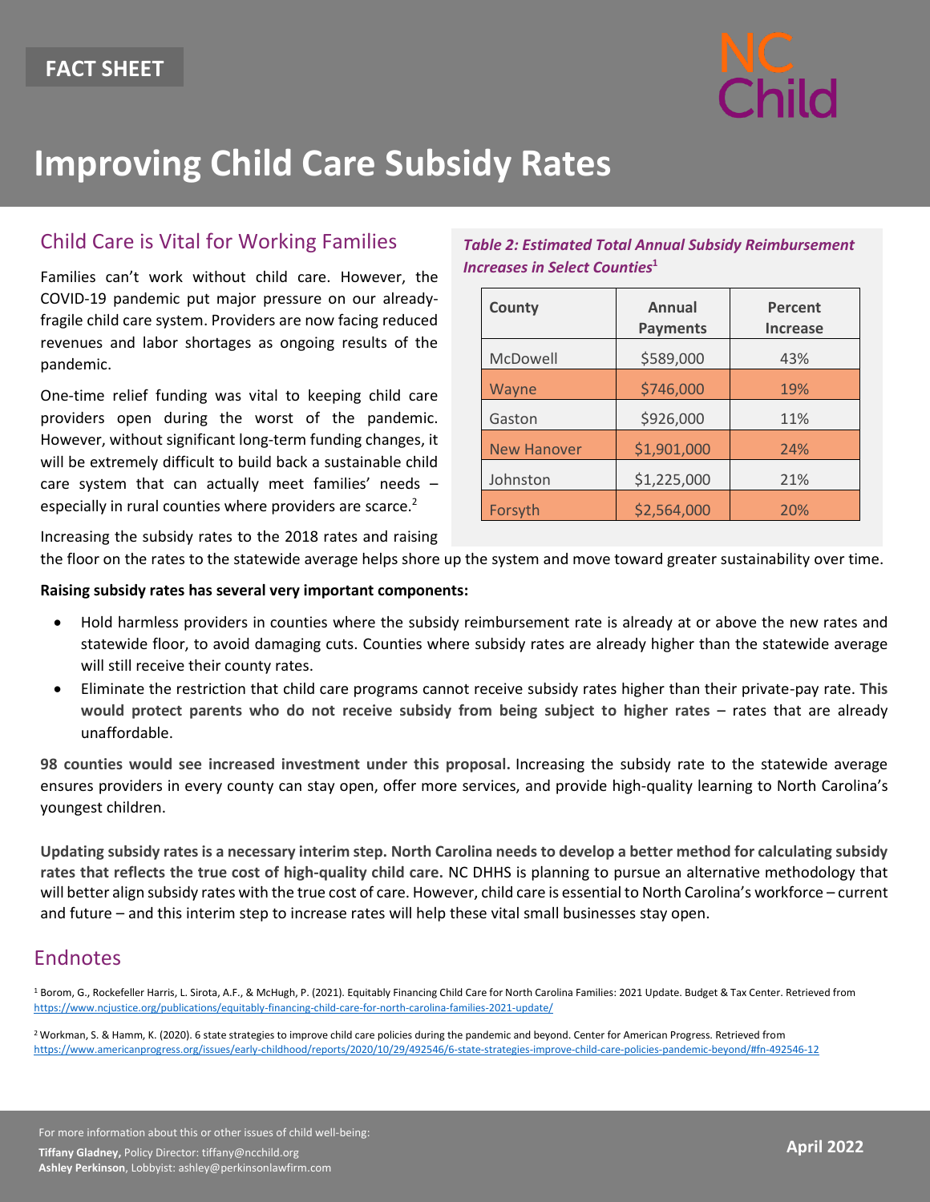FACT SHEET

# Improving Child Care Subsidy Rates

## Child Care is Vital for Working Families

Families can't work without child care. However, the COVID-19 pandemic put major pressure on our already-fragile child care system. Providers are now facing reduced revenues and labor shortages as ongoing results of the pandemic.

One-time relief funding was vital to keeping child care providers open during the worst of the pandemic. However, without significant long-term funding changes, it will be extremely difficult to build back a sustainable child care system that can actually meet families' needs – especially in rural counties where providers are scarce.[2]

Increasing the subsidy rates to the 2018 rates and raising the floor on the rates to the statewide average helps shore up the system and move toward greater sustainability over time.

***Table 2: Estimated Total Annual Subsidy Reimbursement Increases in Select Counties[1]***

| County | Annual Payments | Percent Increase |
|---|---|---|
| McDowell | $589,000 | 43% |
| Wayne | $746,000 | 19% |
| Gaston | $926,000 | 11% |
| New Hanover | $1,901,000 | 24% |
| Johnston | $1,225,000 | 21% |
| Forsyth | $2,564,000 | 20% |

**Raising subsidy rates has several very important components:**

- Hold harmless providers in counties where the subsidy reimbursement rate is already at or above the new rates and statewide floor, to avoid damaging cuts. Counties where subsidy rates are already higher than the statewide average will still receive their county rates.
- Eliminate the restriction that child care programs cannot receive subsidy rates higher than their private-pay rate. **This would protect parents who do not receive subsidy from being subject to higher rates** – rates that are already unaffordable.

**98 counties would see increased investment under this proposal.** Increasing the subsidy rate to the statewide average ensures providers in every county can stay open, offer more services, and provide high-quality learning to North Carolina's youngest children.

**Updating subsidy rates is a necessary interim step. North Carolina needs to develop a better method for calculating subsidy rates that reflects the true cost of high-quality child care.** NC DHHS is planning to pursue an alternative methodology that will better align subsidy rates with the true cost of care. However, child care is essential to North Carolina's workforce – current and future – and this interim step to increase rates will help these vital small businesses stay open.

## Endnotes

[1] Borom, G., Rockefeller Harris, L. Sirota, A.F., & McHugh, P. (2021). Equitably Financing Child Care for North Carolina Families: 2021 Update. Budget & Tax Center. Retrieved from https://www.ncjustice.org/publications/equitably-financing-child-care-for-north-carolina-families-2021-update/

[2] Workman, S. & Hamm, K. (2020). 6 state strategies to improve child care policies during the pandemic and beyond. Center for American Progress. Retrieved from https://www.americanprogress.org/issues/early-childhood/reports/2020/10/29/492546/6-state-strategies-improve-child-care-policies-pandemic-beyond/#fn-492546-12

For more information about this or other issues of child well-being:

**Tiffany Gladney,** Policy Director: tiffany@ncchild.org
**Ashley Perkinson**, Lobbyist: ashley@perkinsonlawfirm.com

**April 2022**